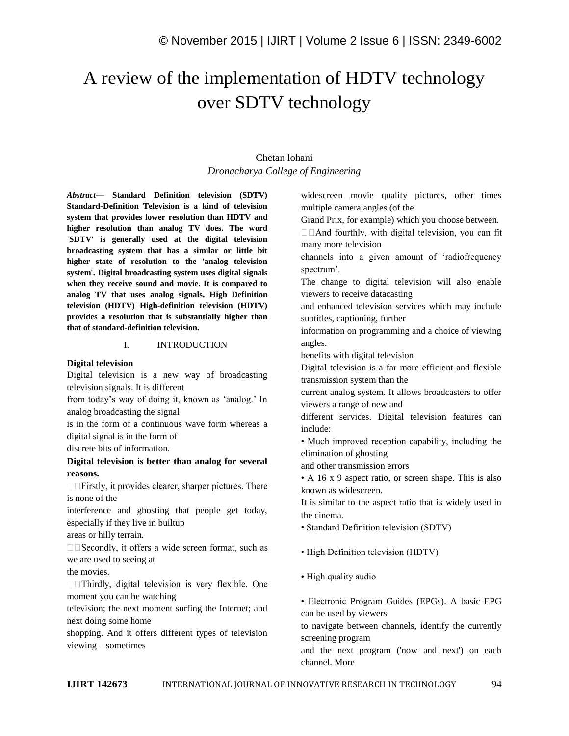# A review of the implementation of HDTV technology over SDTV technology

Chetan lohani

*Dronacharya College of Engineering*

***Abstract*— Standard Definition television (SDTV) Standard-Definition Television is a kind of television system that provides lower resolution than HDTV and higher resolution than analog TV does. The word 'SDTV' is generally used at the digital television broadcasting system that has a similar or little bit higher state of resolution to the 'analog television system'. Digital broadcasting system uses digital signals when they receive sound and movie. It is compared to analog TV that uses analog signals. High Definition television (HDTV) High-definition television (HDTV) provides a resolution that is substantially higher than that of standard-definition television.**

## I. INTRODUCTION

**Digital television**

Digital television is a new way of broadcasting television signals. It is different from today's way of doing it, known as 'analog.' In analog broadcasting the signal is in the form of a continuous wave form whereas a digital signal is in the form of discrete bits of information.

**Digital television is better than analog for several reasons.**

Firstly, it provides clearer, sharper pictures. There is none of the interference and ghosting that people get today, especially if they live in builtup areas or hilly terrain.

Secondly, it offers a wide screen format, such as we are used to seeing at the movies.

Thirdly, digital television is very flexible. One moment you can be watching television; the next moment surfing the Internet; and next doing some home shopping. And it offers different types of television viewing – sometimes widescreen movie quality pictures, other times multiple camera angles (of the Grand Prix, for example) which you choose between.

And fourthly, with digital television, you can fit many more television channels into a given amount of 'radiofrequency spectrum'.

The change to digital television will also enable viewers to receive datacasting and enhanced television services which may include subtitles, captioning, further information on programming and a choice of viewing angles.

benefits with digital television

Digital television is a far more efficient and flexible transmission system than the current analog system. It allows broadcasters to offer viewers a range of new and different services. Digital television features can include:

- Much improved reception capability, including the elimination of ghosting and other transmission errors
- A 16 x 9 aspect ratio, or screen shape. This is also known as widescreen.

It is similar to the aspect ratio that is widely used in the cinema.

- Standard Definition television (SDTV)
- High Definition television (HDTV)
- High quality audio
- Electronic Program Guides (EPGs). A basic EPG can be used by viewers to navigate between channels, identify the currently screening program and the next program ('now and next') on each channel. More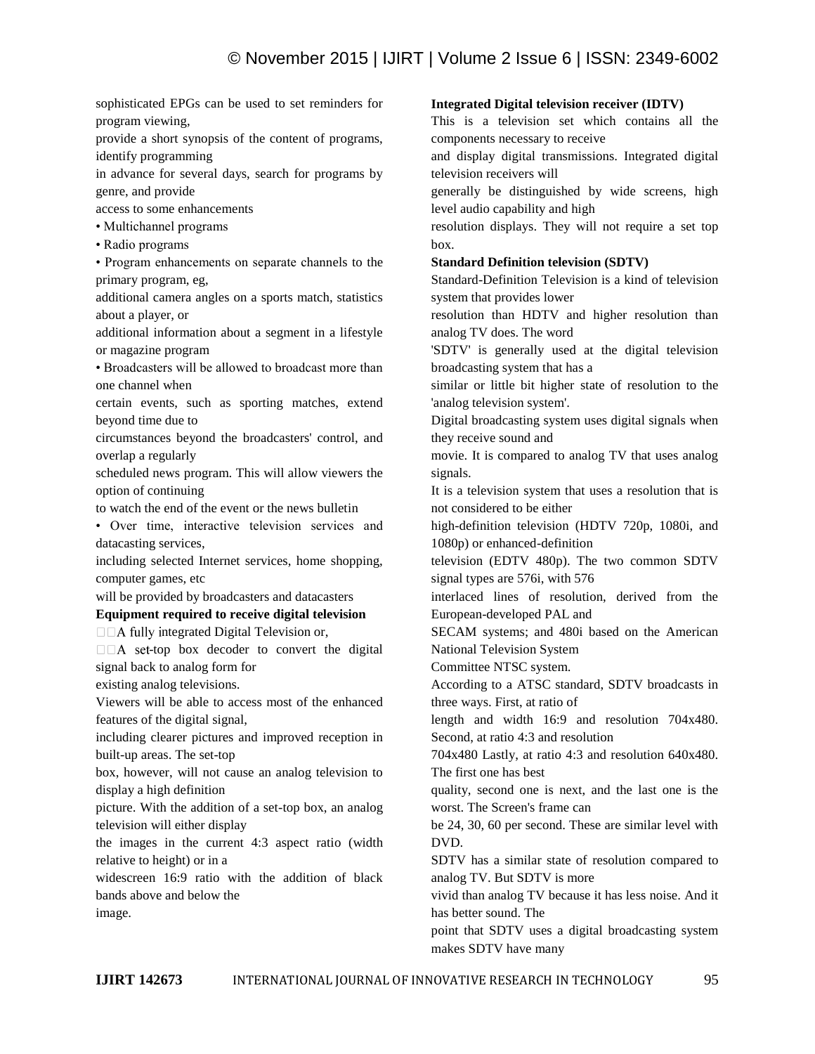sophisticated EPGs can be used to set reminders for program viewing, provide a short synopsis of the content of programs, identify programming in advance for several days, search for programs by genre, and provide access to some enhancements

- Multichannel programs
- Radio programs
- Program enhancements on separate channels to the primary program, eg, additional camera angles on a sports match, statistics about a player, or additional information about a segment in a lifestyle or magazine program
- Broadcasters will be allowed to broadcast more than one channel when certain events, such as sporting matches, extend beyond time due to circumstances beyond the broadcasters' control, and overlap a regularly scheduled news program. This will allow viewers the option of continuing to watch the end of the event or the news bulletin
- Over time, interactive television services and datacasting services, including selected Internet services, home shopping, computer games, etc will be provided by broadcasters and datacasters

**Equipment required to receive digital television**

- A fully integrated Digital Television or,
- A set-top box decoder to convert the digital signal back to analog form for existing analog televisions.

Viewers will be able to access most of the enhanced features of the digital signal, including clearer pictures and improved reception in built-up areas. The set-top box, however, will not cause an analog television to display a high definition picture. With the addition of a set-top box, an analog television will either display the images in the current 4:3 aspect ratio (width relative to height) or in a widescreen 16:9 ratio with the addition of black bands above and below the image.

**Integrated Digital television receiver (IDTV)**

This is a television set which contains all the components necessary to receive and display digital transmissions. Integrated digital television receivers will generally be distinguished by wide screens, high level audio capability and high resolution displays. They will not require a set top box.

**Standard Definition television (SDTV)**

Standard-Definition Television is a kind of television system that provides lower resolution than HDTV and higher resolution than analog TV does. The word 'SDTV' is generally used at the digital television broadcasting system that has a similar or little bit higher state of resolution to the 'analog television system'.

Digital broadcasting system uses digital signals when they receive sound and movie. It is compared to analog TV that uses analog signals.

It is a television system that uses a resolution that is not considered to be either high-definition television (HDTV 720p, 1080i, and 1080p) or enhanced-definition television (EDTV 480p). The two common SDTV signal types are 576i, with 576 interlaced lines of resolution, derived from the European-developed PAL and SECAM systems; and 480i based on the American National Television System Committee NTSC system.

According to a ATSC standard, SDTV broadcasts in three ways. First, at ratio of length and width 16:9 and resolution 704x480. Second, at ratio 4:3 and resolution 704x480 Lastly, at ratio 4:3 and resolution 640x480. The first one has best quality, second one is next, and the last one is the worst. The Screen's frame can be 24, 30, 60 per second. These are similar level with DVD.

SDTV has a similar state of resolution compared to analog TV. But SDTV is more vivid than analog TV because it has less noise. And it has better sound. The point that SDTV uses a digital broadcasting system makes SDTV have many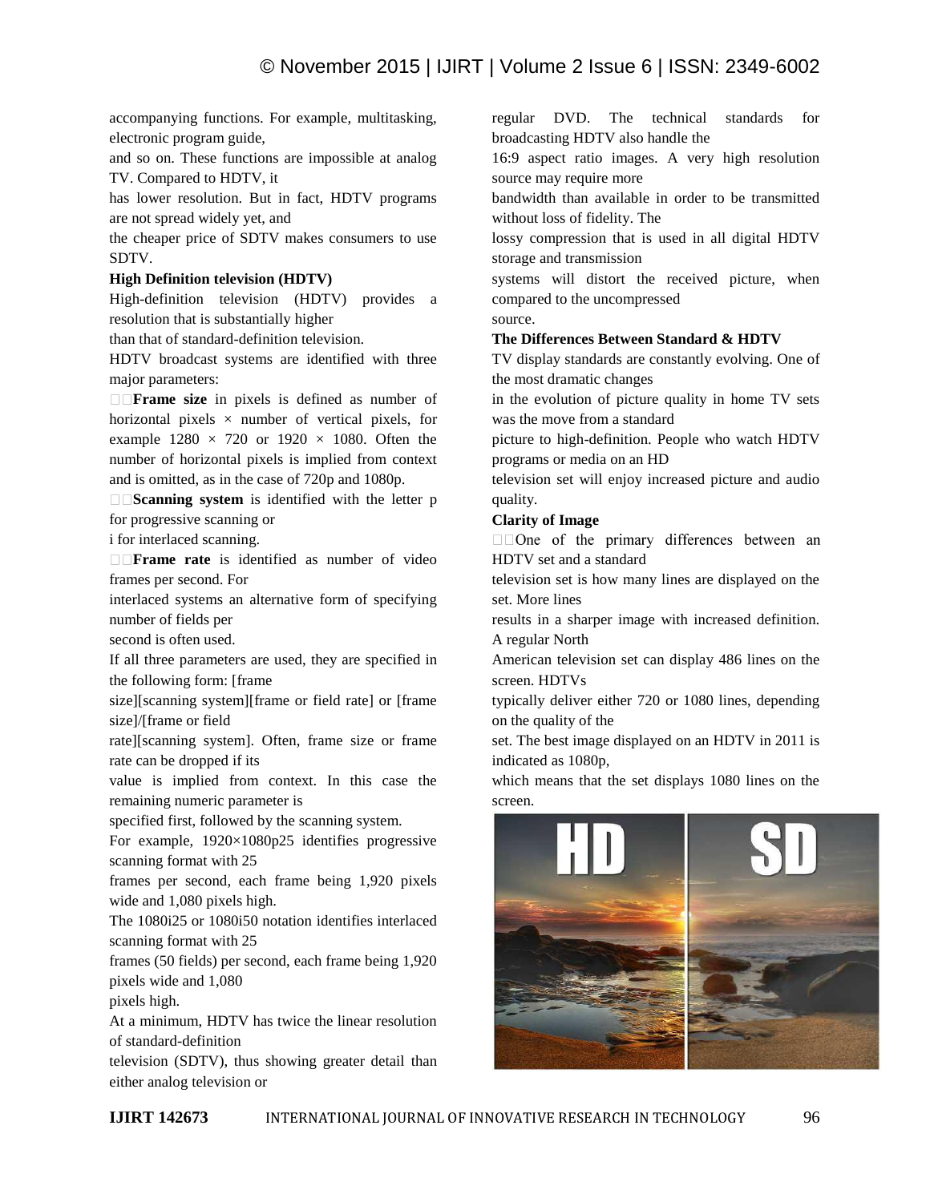accompanying functions. For example, multitasking, electronic program guide, and so on. These functions are impossible at analog TV. Compared to HDTV, it has lower resolution. But in fact, HDTV programs are not spread widely yet, and the cheaper price of SDTV makes consumers to use SDTV.

**High Definition television (HDTV)**

High-definition television (HDTV) provides a resolution that is substantially higher than that of standard-definition television.

HDTV broadcast systems are identified with three major parameters:

- **Frame size** in pixels is defined as number of horizontal pixels × number of vertical pixels, for example 1280 × 720 or 1920 × 1080. Often the number of horizontal pixels is implied from context and is omitted, as in the case of 720p and 1080p.
- **Scanning system** is identified with the letter p for progressive scanning or i for interlaced scanning.
- **Frame rate** is identified as number of video frames per second. For interlaced systems an alternative form of specifying number of fields per second is often used.

If all three parameters are used, they are specified in the following form: [frame size][scanning system][frame or field rate] or [frame size]/[frame or field rate][scanning system]. Often, frame size or frame rate can be dropped if its value is implied from context. In this case the remaining numeric parameter is specified first, followed by the scanning system.

For example, 1920×1080p25 identifies progressive scanning format with 25 frames per second, each frame being 1,920 pixels wide and 1,080 pixels high.

The 1080i25 or 1080i50 notation identifies interlaced scanning format with 25 frames (50 fields) per second, each frame being 1,920 pixels wide and 1,080 pixels high.

At a minimum, HDTV has twice the linear resolution of standard-definition television (SDTV), thus showing greater detail than either analog television or regular DVD. The technical standards for broadcasting HDTV also handle the 16:9 aspect ratio images. A very high resolution source may require more bandwidth than available in order to be transmitted without loss of fidelity. The lossy compression that is used in all digital HDTV storage and transmission systems will distort the received picture, when compared to the uncompressed source.

**The Differences Between Standard & HDTV**

TV display standards are constantly evolving. One of the most dramatic changes in the evolution of picture quality in home TV sets was the move from a standard picture to high-definition. People who watch HDTV programs or media on an HD television set will enjoy increased picture and audio quality.

**Clarity of Image**

- One of the primary differences between an HDTV set and a standard television set is how many lines are displayed on the set. More lines results in a sharper image with increased definition. A regular North American television set can display 486 lines on the screen. HDTVs typically deliver either 720 or 1080 lines, depending on the quality of the set. The best image displayed on an HDTV in 2011 is indicated as 1080p, which means that the set displays 1080 lines on the screen.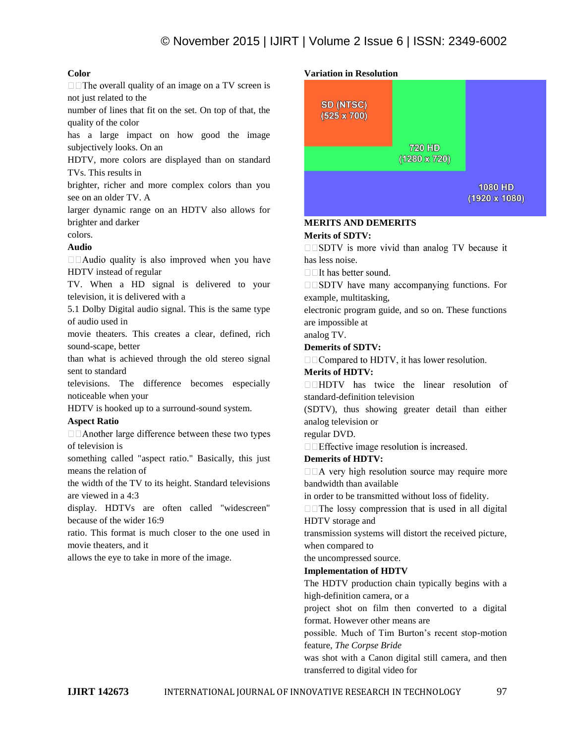### Color

- The overall quality of an image on a TV screen is not just related to the number of lines that fit on the set. On top of that, the quality of the color has a large impact on how good the image subjectively looks. On an HDTV, more colors are displayed than on standard TVs. This results in brighter, richer and more complex colors than you see on an older TV. A larger dynamic range on an HDTV also allows for brighter and darker colors.

### Audio

- Audio quality is also improved when you have HDTV instead of regular TV. When a HD signal is delivered to your television, it is delivered with a 5.1 Dolby Digital audio signal. This is the same type of audio used in movie theaters. This creates a clear, defined, rich sound-scape, better than what is achieved through the old stereo signal sent to standard televisions. The difference becomes especially noticeable when your HDTV is hooked up to a surround-sound system.

### Aspect Ratio

- Another large difference between these two types of television is something called "aspect ratio." Basically, this just means the relation of the width of the TV to its height. Standard televisions are viewed in a 4:3 display. HDTVs are often called "widescreen" because of the wider 16:9 ratio. This format is much closer to the one used in movie theaters, and it allows the eye to take in more of the image.

### Variation in Resolution

SD (NTSC)
(525 x 700)

720 HD
(1280 x 720)

1080 HD
(1920 x 1080)

## MERITS AND DEMERITS

### Merits of SDTV:

- SDTV is more vivid than analog TV because it has less noise.
- It has better sound.
- SDTV have many accompanying functions. For example, multitasking, electronic program guide, and so on. These functions are impossible at analog TV.

### Demerits of SDTV:

- Compared to HDTV, it has lower resolution.

### Merits of HDTV:

- HDTV has twice the linear resolution of standard-definition television (SDTV), thus showing greater detail than either analog television or regular DVD.
- Effective image resolution is increased.

### Demerits of HDTV:

- A very high resolution source may require more bandwidth than available in order to be transmitted without loss of fidelity.
- The lossy compression that is used in all digital HDTV storage and transmission systems will distort the received picture, when compared to the uncompressed source.

### Implementation of HDTV

The HDTV production chain typically begins with a high-definition camera, or a project shot on film then converted to a digital format. However other means are possible. Much of Tim Burton's recent stop-motion feature, *The Corpse Bride* was shot with a Canon digital still camera, and then transferred to digital video for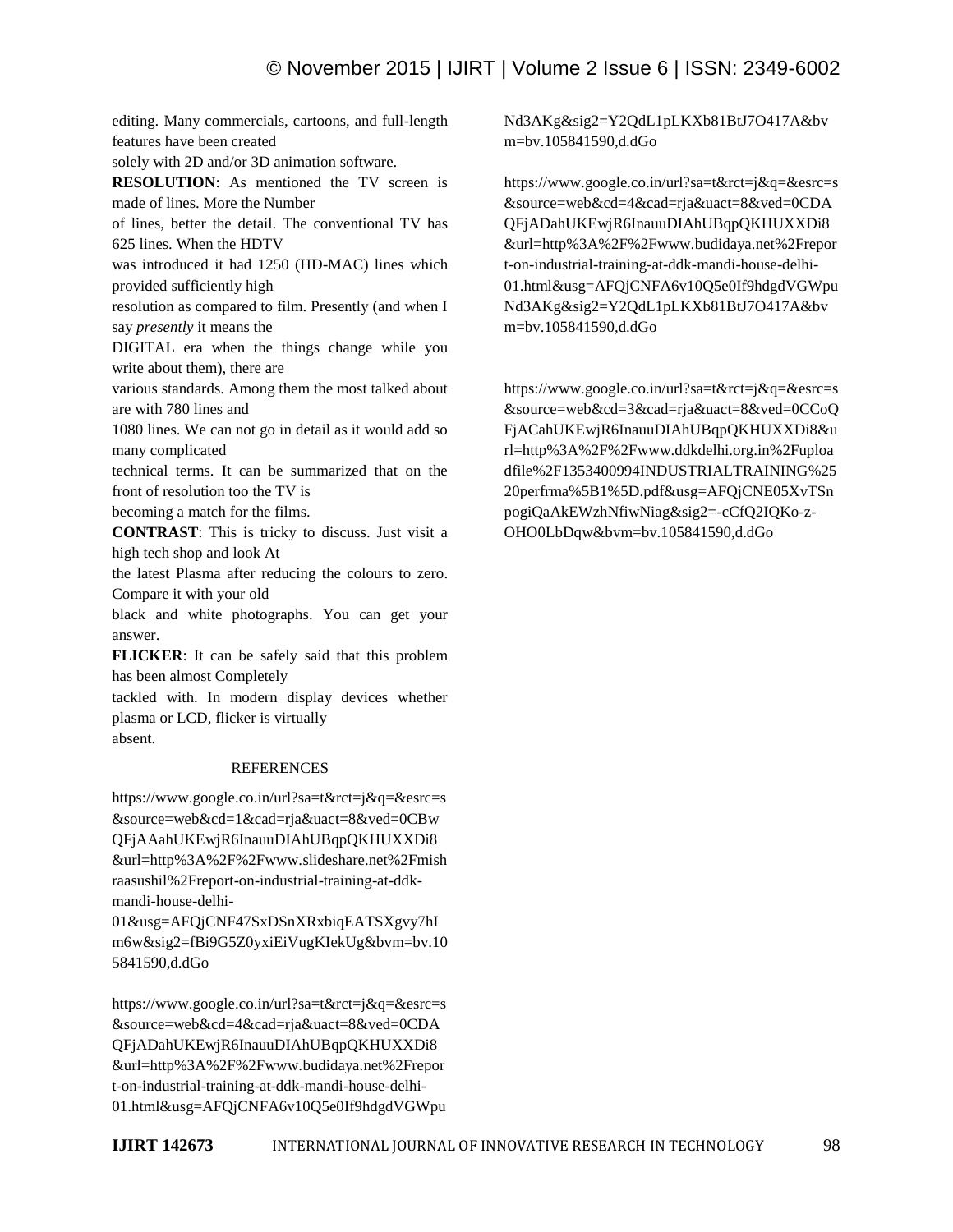editing. Many commercials, cartoons, and full-length features have been created solely with 2D and/or 3D animation software.

**RESOLUTION**: As mentioned the TV screen is made of lines. More the Number of lines, better the detail. The conventional TV has 625 lines. When the HDTV was introduced it had 1250 (HD-MAC) lines which provided sufficiently high resolution as compared to film. Presently (and when I say *presently* it means the DIGITAL era when the things change while you write about them), there are various standards. Among them the most talked about are with 780 lines and 1080 lines. We can not go in detail as it would add so many complicated technical terms. It can be summarized that on the front of resolution too the TV is becoming a match for the films.

**CONTRAST**: This is tricky to discuss. Just visit a high tech shop and look At the latest Plasma after reducing the colours to zero. Compare it with your old black and white photographs. You can get your answer.

**FLICKER**: It can be safely said that this problem has been almost Completely tackled with. In modern display devices whether plasma or LCD, flicker is virtually absent.

## REFERENCES

https://www.google.co.in/url?sa=t&rct=j&q=&esrc=s&source=web&cd=1&cad=rja&uact=8&ved=0CBwQFjAAahUKEwjR6InauuDIAhUBqpQKHUXXDi8&url=http%3A%2F%2Fwww.slideshare.net%2Fmishraasushil%2Freport-on-industrial-training-at-ddk-mandi-house-delhi-01&usg=AFQjCNF47SxDSnXRxbiqEATSXgvy7hIm6w&sig2=fBi9G5Z0yxiEiVugKIekUg&bvm=bv.105841590,d.dGo

https://www.google.co.in/url?sa=t&rct=j&q=&esrc=s&source=web&cd=4&cad=rja&uact=8&ved=0CDAQFjADahUKEwjR6InauuDIAhUBqpQKHUXXDi8&url=http%3A%2F%2Fwww.budidaya.net%2Freport-on-industrial-training-at-ddk-mandi-house-delhi-01.html&usg=AFQjCNFA6v10Q5e0If9hdgdVGWpuNd3AKg&sig2=Y2QdL1pLKXb81BtJ7O417A&bvm=bv.105841590,d.dGo

https://www.google.co.in/url?sa=t&rct=j&q=&esrc=s&source=web&cd=4&cad=rja&uact=8&ved=0CDAQFjADahUKEwjR6InauuDIAhUBqpQKHUXXDi8&url=http%3A%2F%2Fwww.budidaya.net%2Freport-on-industrial-training-at-ddk-mandi-house-delhi-01.html&usg=AFQjCNFA6v10Q5e0If9hdgdVGWpuNd3AKg&sig2=Y2QdL1pLKXb81BtJ7O417A&bvm=bv.105841590,d.dGo

https://www.google.co.in/url?sa=t&rct=j&q=&esrc=s&source=web&cd=3&cad=rja&uact=8&ved=0CCoQFjACahUKEwjR6InauuDIAhUBqpQKHUXXDi8&url=http%3A%2F%2Fwww.ddkdelhi.org.in%2Fuploadfile%2F1353400994INDUSTRIALTRAINING%2520perfrma%5B1%5D.pdf&usg=AFQjCNE05XvTSnpogiQaAkEWzhNfiwNiag&sig2=-cCfQ2IQKo-z-OHO0LbDqw&bvm=bv.105841590,d.dGo